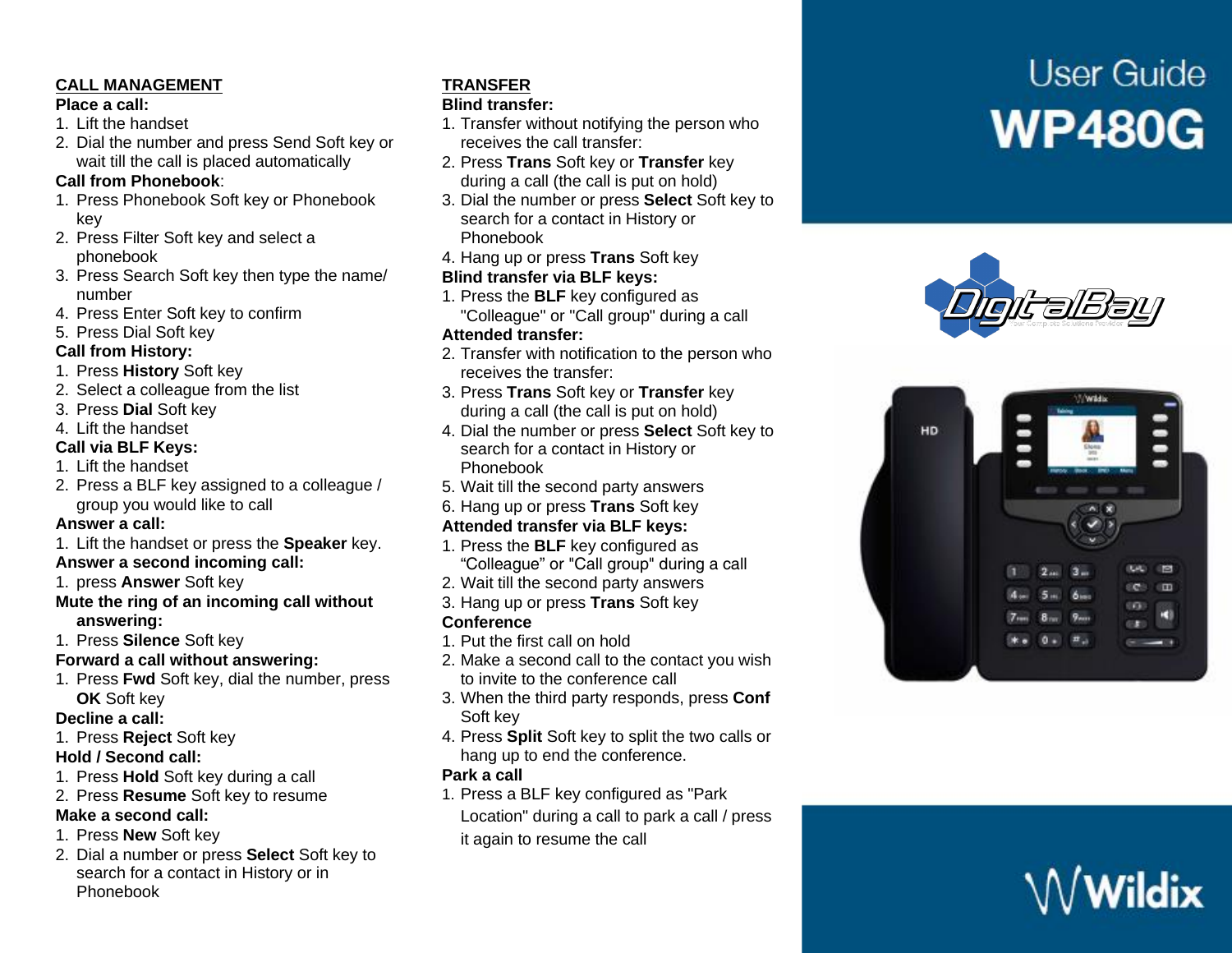# User Guide

# WP480G

## CALL MANAGEMENT

**Place a call:**

1. Lift the handset
2. Dial the number and press Send Soft key or wait till the call is placed automatically

**Call from Phonebook**:

1. Press Phonebook Soft key or Phonebook key
2. Press Filter Soft key and select a phonebook
3. Press Search Soft key then type the name/ number
4. Press Enter Soft key to confirm
5. Press Dial Soft key

**Call from History:**

1. Press **History** Soft key
2. Select a colleague from the list
3. Press **Dial** Soft key
4. Lift the handset

**Call via BLF Keys:**

1. Lift the handset
2. Press a BLF key assigned to a colleague / group you would like to call

**Answer a call:**

1. Lift the handset or press the **Speaker** key.

**Answer a second incoming call:**

1. press **Answer** Soft key

**Mute the ring of an incoming call without answering:**

1. Press **Silence** Soft key

**Forward a call without answering:**

1. Press **Fwd** Soft key, dial the number, press **OK** Soft key

**Decline a call:**

1. Press **Reject** Soft key

**Hold / Second call:**

1. Press **Hold** Soft key during a call
2. Press **Resume** Soft key to resume

**Make a second call:**

1. Press **New** Soft key
2. Dial a number or press **Select** Soft key to search for a contact in History or in Phonebook

## TRANSFER

**Blind transfer:**

1. Transfer without notifying the person who receives the call transfer:
2. Press **Trans** Soft key or **Transfer** key during a call (the call is put on hold)
3. Dial the number or press **Select** Soft key to search for a contact in History or Phonebook
4. Hang up or press **Trans** Soft key

**Blind transfer via BLF keys:**

1. Press the **BLF** key configured as "Colleague" or "Call group" during a call

**Attended transfer:**

2. Transfer with notification to the person who receives the transfer:
3. Press **Trans** Soft key or **Transfer** key during a call (the call is put on hold)
4. Dial the number or press **Select** Soft key to search for a contact in History or Phonebook
5. Wait till the second party answers
6. Hang up or press **Trans** Soft key

**Attended transfer via BLF keys:**

1. Press the **BLF** key configured as “Colleague” or "Call group" during a call
2. Wait till the second party answers
3. Hang up or press **Trans** Soft key

**Conference**

1. Put the first call on hold
2. Make a second call to the contact you wish to invite to the conference call
3. When the third party responds, press **Conf** Soft key
4. Press **Split** Soft key to split the two calls or hang up to end the conference.

**Park a call**

1. Press a BLF key configured as "Park Location" during a call to park a call / press it again to resume the call

DigitalBay

Wildix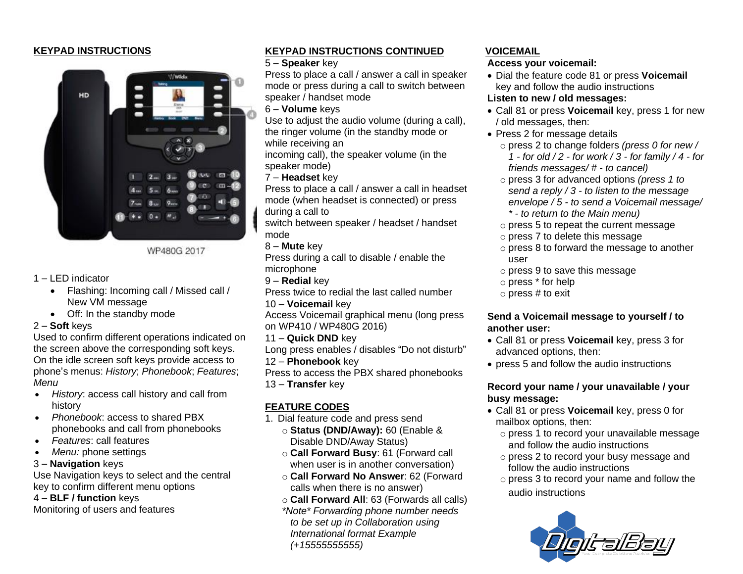## KEYPAD INSTRUCTIONS

WP480G 2017

1 – LED indicator

- Flashing: Incoming call / Missed call / New VM message
- Off: In the standby mode

2 – **Soft** keys
Used to confirm different operations indicated on the screen above the corresponding soft keys. On the idle screen soft keys provide access to phone's menus: *History*; *Phonebook*; *Features*; *Menu*

- *History*: access call history and call from history
- *Phonebook*: access to shared PBX phonebooks and call from phonebooks
- *Features*: call features
- *Menu:* phone settings

3 – **Navigation** keys
Use Navigation keys to select and the central key to confirm different menu options

4 – **BLF / function** keys
Monitoring of users and features

## KEYPAD INSTRUCTIONS CONTINUED

5 – **Speaker** key
Press to place a call / answer a call in speaker mode or press during a call to switch between speaker / handset mode

6 – **Volume** keys
Use to adjust the audio volume (during a call), the ringer volume (in the standby mode or while receiving an
incoming call), the speaker volume (in the speaker mode)

7 – **Headset** key
Press to place a call / answer a call in headset mode (when headset is connected) or press during a call to
switch between speaker / headset / handset mode

8 – **Mute** key
Press during a call to disable / enable the microphone

9 – **Redial** key
Press twice to redial the last called number

10 – **Voicemail** key
Access Voicemail graphical menu (long press on WP410 / WP480G 2016)

11 – **Quick DND** key
Long press enables / disables "Do not disturb"

12 – **Phonebook** key
Press to access the PBX shared phonebooks

13 – **Transfer** key

## FEATURE CODES

1. Dial feature code and press send
   - **Status (DND/Away):** 60 (Enable & Disable DND/Away Status)
   - **Call Forward Busy**: 61 (Forward call when user is in another conversation)
   - **Call Forward No Answer**: 62 (Forward calls when there is no answer)
   - **Call Forward All**: 63 (Forwards all calls)

   *\*Note\* Forwarding phone number needs to be set up in Collaboration using International format Example (+15555555555)*

## VOICEMAIL

**Access your voicemail:**

- Dial the feature code 81 or press **Voicemail** key and follow the audio instructions

**Listen to new / old messages:**

- Call 81 or press **Voicemail** key, press 1 for new / old messages, then:
- Press 2 for message details
  - press 2 to change folders *(press 0 for new / 1 - for old / 2 - for work / 3 - for family / 4 - for friends messages/ # - to cancel)*
  - press 3 for advanced options *(press 1 to send a reply / 3 - to listen to the message envelope / 5 - to send a Voicemail message/ * - to return to the Main menu)*
  - press 5 to repeat the current message
  - press 7 to delete this message
  - press 8 to forward the message to another user
  - press 9 to save this message
  - press * for help
  - press # to exit

**Send a Voicemail message to yourself / to another user:**

- Call 81 or press **Voicemail** key, press 3 for advanced options, then:
- press 5 and follow the audio instructions

**Record your name / your unavailable / your busy message:**

- Call 81 or press **Voicemail** key, press 0 for mailbox options, then:
  - press 1 to record your unavailable message and follow the audio instructions
  - press 2 to record your busy message and follow the audio instructions
  - press 3 to record your name and follow the audio instructions

DigitalBay